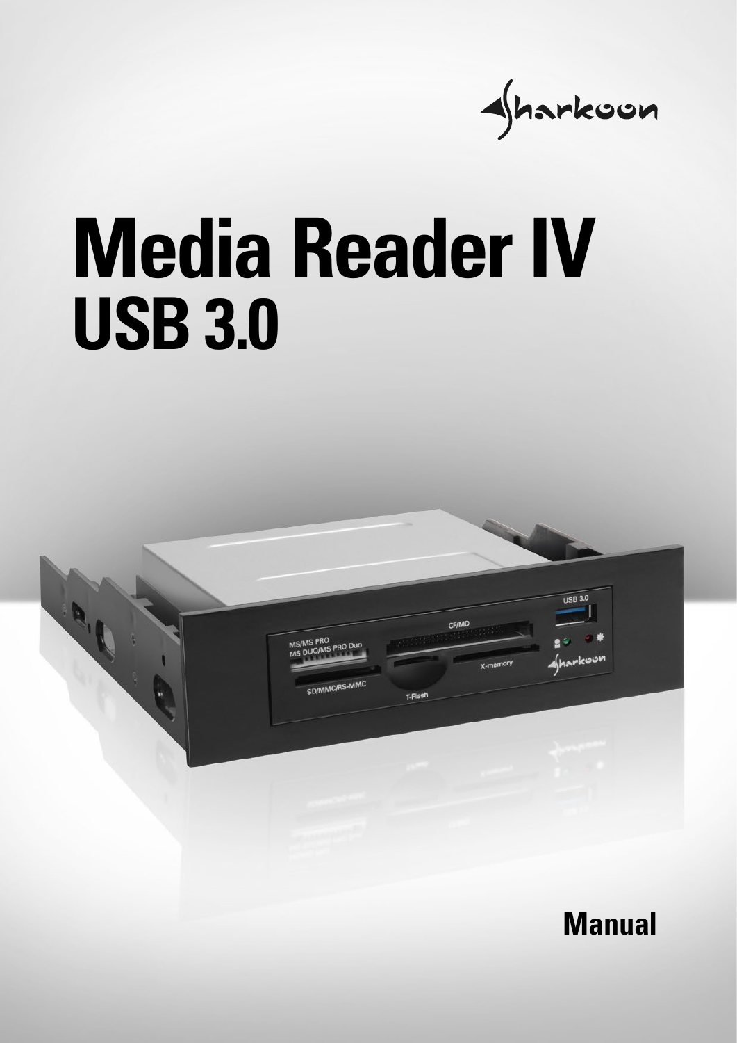# Media Reader IV
## USB 3.0

**Manual**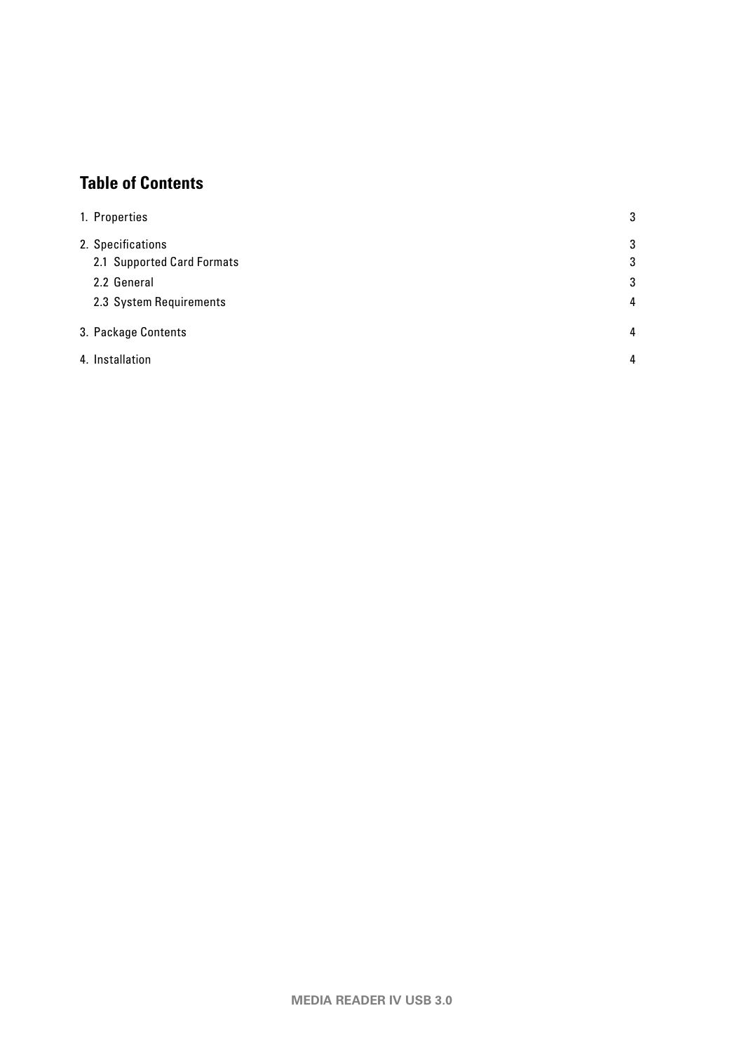## Table of Contents

| | |
|---|---|
| 1. Properties | 3 |
| 2. Specifications | 3 |
| 2.1 Supported Card Formats | 3 |
| 2.2 General | 3 |
| 2.3 System Requirements | 4 |
| 3. Package Contents | 4 |
| 4. Installation | 4 |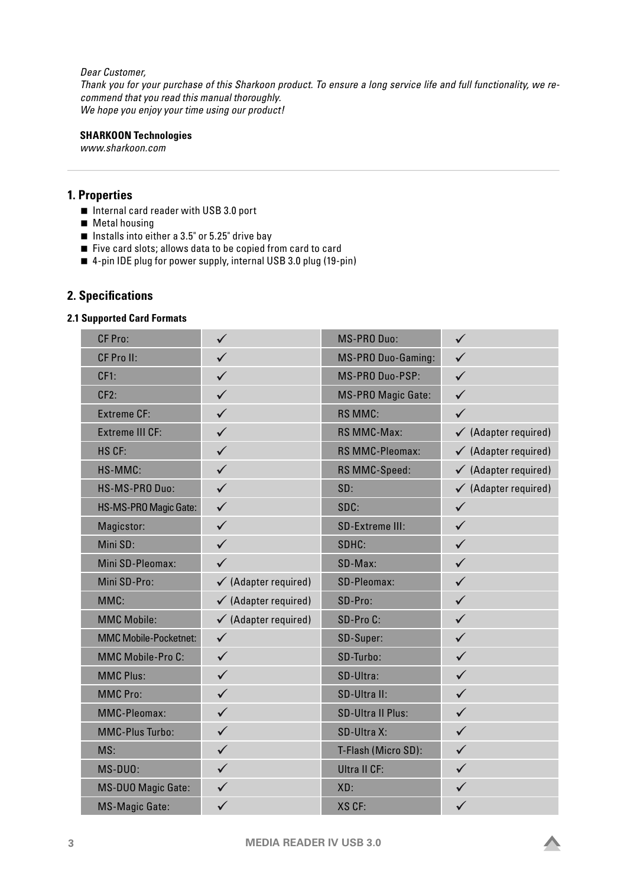*Dear Customer,*
*Thank you for your purchase of this Sharkoon product. To ensure a long service life and full functionality, we recommend that you read this manual thoroughly.*
*We hope you enjoy your time using our product!*

**SHARKOON Technologies**
*www.sharkoon.com*

## 1. Properties

- Internal card reader with USB 3.0 port
- Metal housing
- Installs into either a 3.5" or 5.25" drive bay
- Five card slots; allows data to be copied from card to card
- 4-pin IDE plug for power supply, internal USB 3.0 plug (19-pin)

## 2. Specifications

### 2.1 Supported Card Formats

| | | | |
|---|---|---|---|
| CF Pro: | ✓ | MS-PRO Duo: | ✓ |
| CF Pro II: | ✓ | MS-PRO Duo-Gaming: | ✓ |
| CF1: | ✓ | MS-PRO Duo-PSP: | ✓ |
| CF2: | ✓ | MS-PRO Magic Gate: | ✓ |
| Extreme CF: | ✓ | RS MMC: | ✓ |
| Extreme III CF: | ✓ | RS MMC-Max: | ✓ (Adapter required) |
| HS CF: | ✓ | RS MMC-Pleomax: | ✓ (Adapter required) |
| HS-MMC: | ✓ | RS MMC-Speed: | ✓ (Adapter required) |
| HS-MS-PRO Duo: | ✓ | SD: | ✓ (Adapter required) |
| HS-MS-PRO Magic Gate: | ✓ | SDC: | ✓ |
| Magicstor: | ✓ | SD-Extreme III: | ✓ |
| Mini SD: | ✓ | SDHC: | ✓ |
| Mini SD-Pleomax: | ✓ | SD-Max: | ✓ |
| Mini SD-Pro: | ✓ (Adapter required) | SD-Pleomax: | ✓ |
| MMC: | ✓ (Adapter required) | SD-Pro: | ✓ |
| MMC Mobile: | ✓ (Adapter required) | SD-Pro C: | ✓ |
| MMC Mobile-Pocketnet: | ✓ | SD-Super: | ✓ |
| MMC Mobile-Pro C: | ✓ | SD-Turbo: | ✓ |
| MMC Plus: | ✓ | SD-Ultra: | ✓ |
| MMC Pro: | ✓ | SD-Ultra II: | ✓ |
| MMC-Pleomax: | ✓ | SD-Ultra II Plus: | ✓ |
| MMC-Plus Turbo: | ✓ | SD-Ultra X: | ✓ |
| MS: | ✓ | T-Flash (Micro SD): | ✓ |
| MS-DUO: | ✓ | Ultra II CF: | ✓ |
| MS-DUO Magic Gate: | ✓ | XD: | ✓ |
| MS-Magic Gate: | ✓ | XS CF: | ✓ |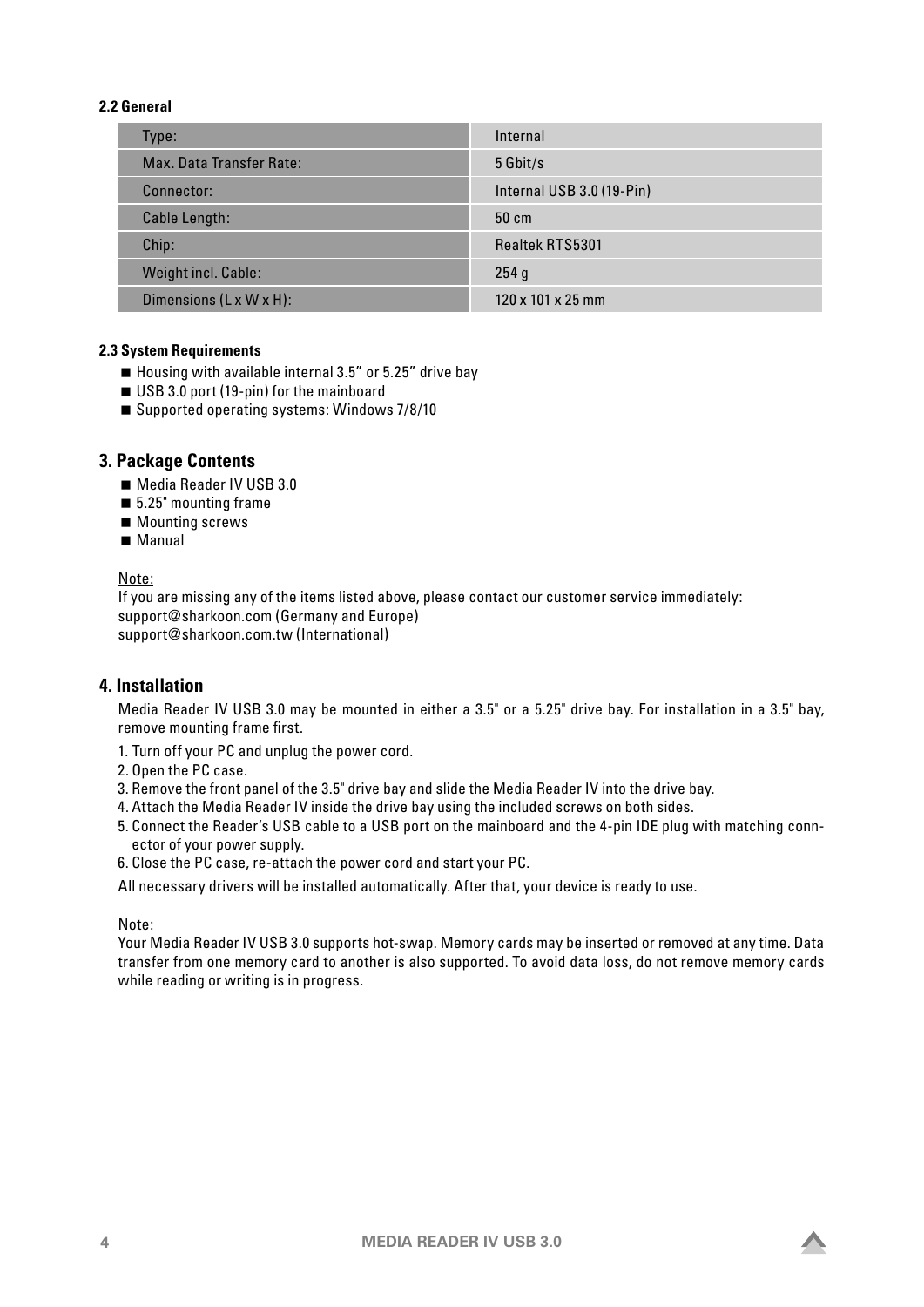### 2.2 General

| Type: | Internal |
|---|---|
| Max. Data Transfer Rate: | 5 Gbit/s |
| Connector: | Internal USB 3.0 (19-Pin) |
| Cable Length: | 50 cm |
| Chip: | Realtek RTS5301 |
| Weight incl. Cable: | 254 g |
| Dimensions (L x W x H): | 120 x 101 x 25 mm |

### 2.3 System Requirements

- Housing with available internal 3.5” or 5.25” drive bay
- USB 3.0 port (19-pin) for the mainboard
- Supported operating systems: Windows 7/8/10

## 3. Package Contents

- Media Reader IV USB 3.0
- 5.25" mounting frame
- Mounting screws
- Manual

Note:
If you are missing any of the items listed above, please contact our customer service immediately:
support@sharkoon.com (Germany and Europe)
support@sharkoon.com.tw (International)

## 4. Installation

Media Reader IV USB 3.0 may be mounted in either a 3.5" or a 5.25" drive bay. For installation in a 3.5" bay, remove mounting frame first.

1. Turn off your PC and unplug the power cord.
2. Open the PC case.
3. Remove the front panel of the 3.5" drive bay and slide the Media Reader IV into the drive bay.
4. Attach the Media Reader IV inside the drive bay using the included screws on both sides.
5. Connect the Reader’s USB cable to a USB port on the mainboard and the 4-pin IDE plug with matching connector of your power supply.
6. Close the PC case, re-attach the power cord and start your PC.

All necessary drivers will be installed automatically. After that, your device is ready to use.

Note:
Your Media Reader IV USB 3.0 supports hot-swap. Memory cards may be inserted or removed at any time. Data transfer from one memory card to another is also supported. To avoid data loss, do not remove memory cards while reading or writing is in progress.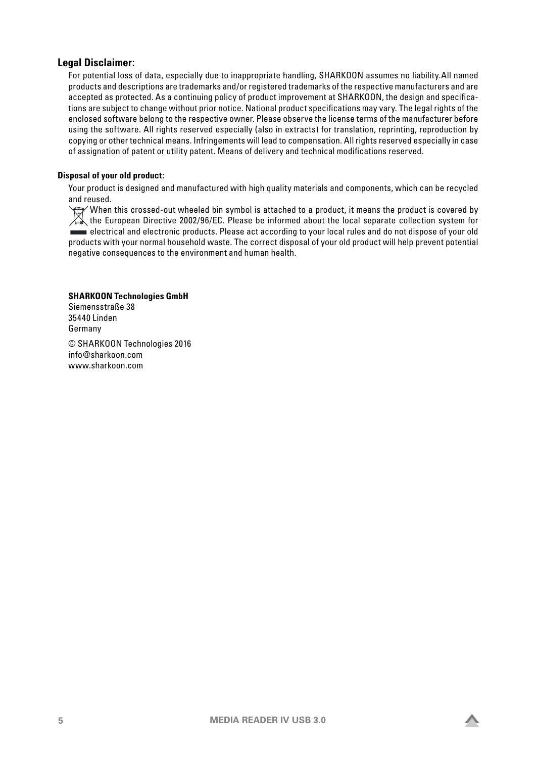## Legal Disclaimer:

For potential loss of data, especially due to inappropriate handling, SHARKOON assumes no liability.All named products and descriptions are trademarks and/or registered trademarks of the respective manufacturers and are accepted as protected. As a continuing policy of product improvement at SHARKOON, the design and specifications are subject to change without prior notice. National product specifications may vary. The legal rights of the enclosed software belong to the respective owner. Please observe the license terms of the manufacturer before using the software. All rights reserved especially (also in extracts) for translation, reprinting, reproduction by copying or other technical means. Infringements will lead to compensation. All rights reserved especially in case of assignation of patent or utility patent. Means of delivery and technical modifications reserved.

### Disposal of your old product:

Your product is designed and manufactured with high quality materials and components, which can be recycled and reused.

When this crossed-out wheeled bin symbol is attached to a product, it means the product is covered by the European Directive 2002/96/EC. Please be informed about the local separate collection system for electrical and electronic products. Please act according to your local rules and do not dispose of your old products with your normal household waste. The correct disposal of your old product will help prevent potential negative consequences to the environment and human health.

**SHARKOON Technologies GmbH**
Siemensstraße 38
35440 Linden
Germany

© SHARKOON Technologies 2016
info@sharkoon.com
www.sharkoon.com